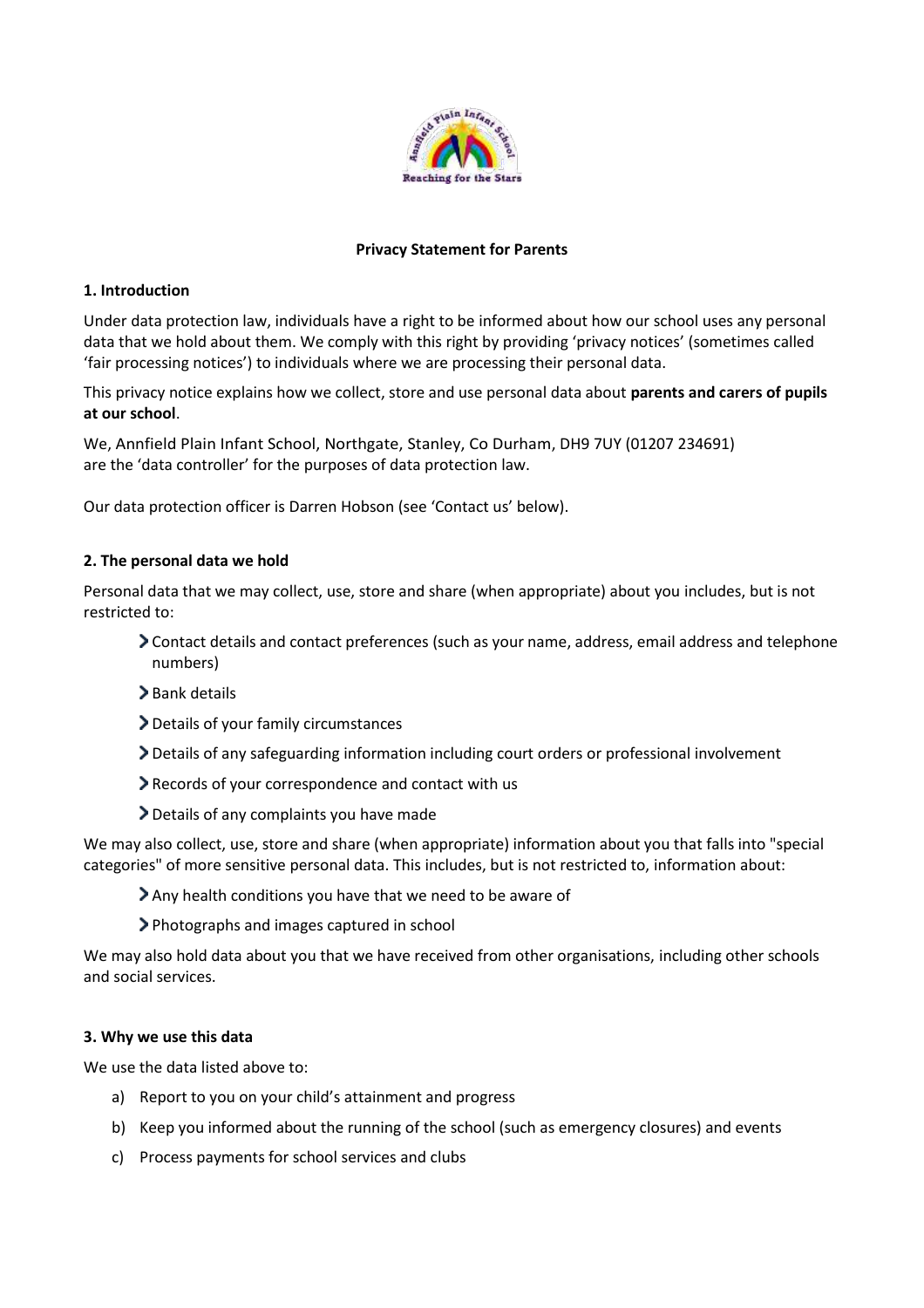**Privacy Statement for Parents**

## 1. Introduction

Under data protection law, individuals have a right to be informed about how our school uses any personal data that we hold about them. We comply with this right by providing 'privacy notices' (sometimes called 'fair processing notices') to individuals where we are processing their personal data.

This privacy notice explains how we collect, store and use personal data about **parents and carers of pupils at our school**.

We, Annfield Plain Infant School, Northgate, Stanley, Co Durham, DH9 7UY (01207 234691) are the 'data controller' for the purposes of data protection law.

Our data protection officer is Darren Hobson (see 'Contact us' below).

## 2. The personal data we hold

Personal data that we may collect, use, store and share (when appropriate) about you includes, but is not restricted to:

- Contact details and contact preferences (such as your name, address, email address and telephone numbers)
- Bank details
- Details of your family circumstances
- Details of any safeguarding information including court orders or professional involvement
- Records of your correspondence and contact with us
- Details of any complaints you have made

We may also collect, use, store and share (when appropriate) information about you that falls into "special categories" of more sensitive personal data. This includes, but is not restricted to, information about:

- Any health conditions you have that we need to be aware of
- Photographs and images captured in school

We may also hold data about you that we have received from other organisations, including other schools and social services.

## 3. Why we use this data

We use the data listed above to:

a) Report to you on your child's attainment and progress

b) Keep you informed about the running of the school (such as emergency closures) and events

c) Process payments for school services and clubs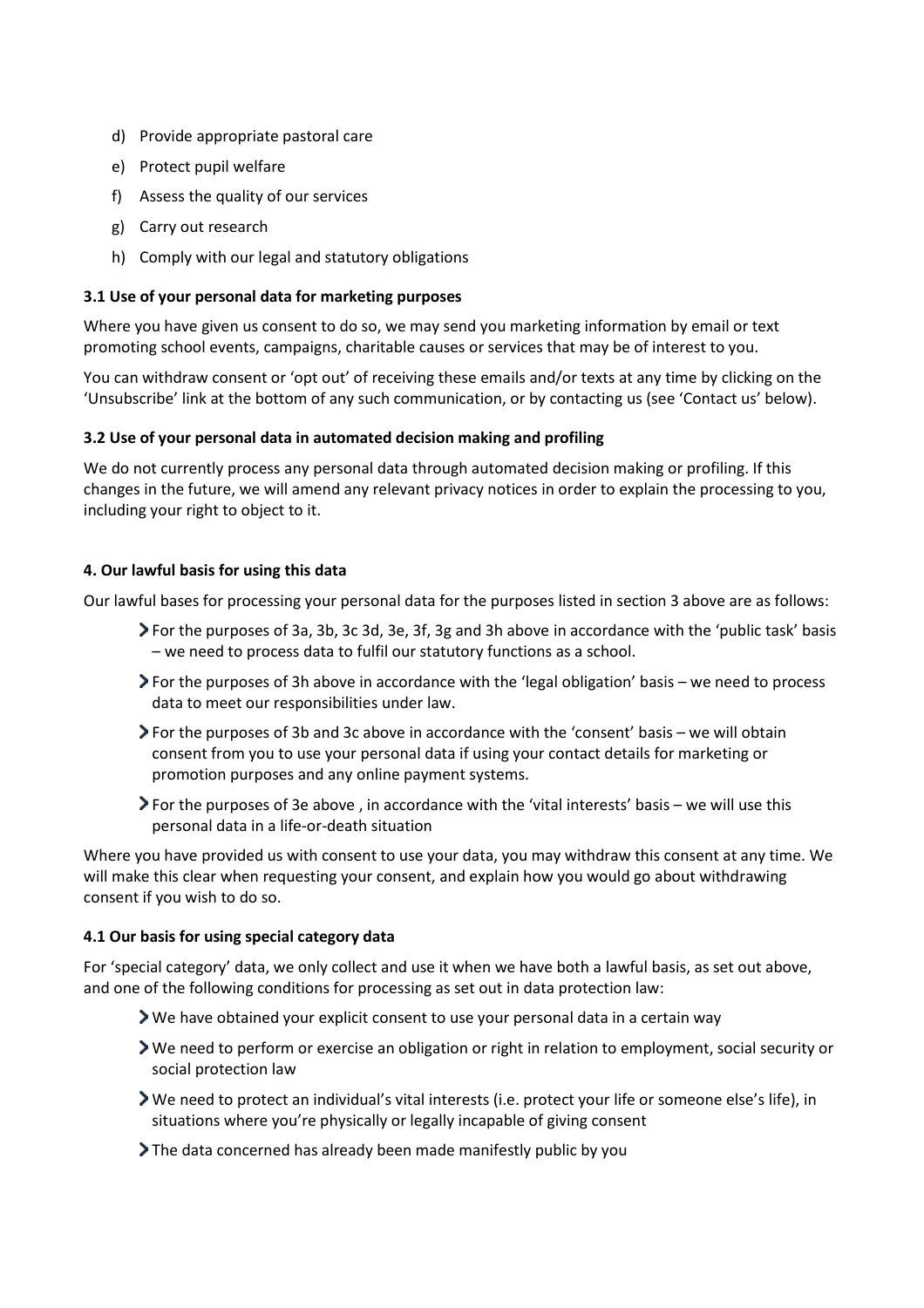d) Provide appropriate pastoral care

e) Protect pupil welfare

f) Assess the quality of our services

g) Carry out research

h) Comply with our legal and statutory obligations

**3.1 Use of your personal data for marketing purposes**

Where you have given us consent to do so, we may send you marketing information by email or text promoting school events, campaigns, charitable causes or services that may be of interest to you.

You can withdraw consent or 'opt out' of receiving these emails and/or texts at any time by clicking on the 'Unsubscribe' link at the bottom of any such communication, or by contacting us (see 'Contact us' below).

**3.2 Use of your personal data in automated decision making and profiling**

We do not currently process any personal data through automated decision making or profiling. If this changes in the future, we will amend any relevant privacy notices in order to explain the processing to you, including your right to object to it.

**4. Our lawful basis for using this data**

Our lawful bases for processing your personal data for the purposes listed in section 3 above are as follows:

- For the purposes of 3a, 3b, 3c 3d, 3e, 3f, 3g and 3h above in accordance with the 'public task' basis – we need to process data to fulfil our statutory functions as a school.
- For the purposes of 3h above in accordance with the 'legal obligation' basis – we need to process data to meet our responsibilities under law.
- For the purposes of 3b and 3c above in accordance with the 'consent' basis – we will obtain consent from you to use your personal data if using your contact details for marketing or promotion purposes and any online payment systems.
- For the purposes of 3e above , in accordance with the 'vital interests' basis – we will use this personal data in a life-or-death situation

Where you have provided us with consent to use your data, you may withdraw this consent at any time. We will make this clear when requesting your consent, and explain how you would go about withdrawing consent if you wish to do so.

**4.1 Our basis for using special category data**

For 'special category' data, we only collect and use it when we have both a lawful basis, as set out above, and one of the following conditions for processing as set out in data protection law:

- We have obtained your explicit consent to use your personal data in a certain way
- We need to perform or exercise an obligation or right in relation to employment, social security or social protection law
- We need to protect an individual's vital interests (i.e. protect your life or someone else's life), in situations where you're physically or legally incapable of giving consent
- The data concerned has already been made manifestly public by you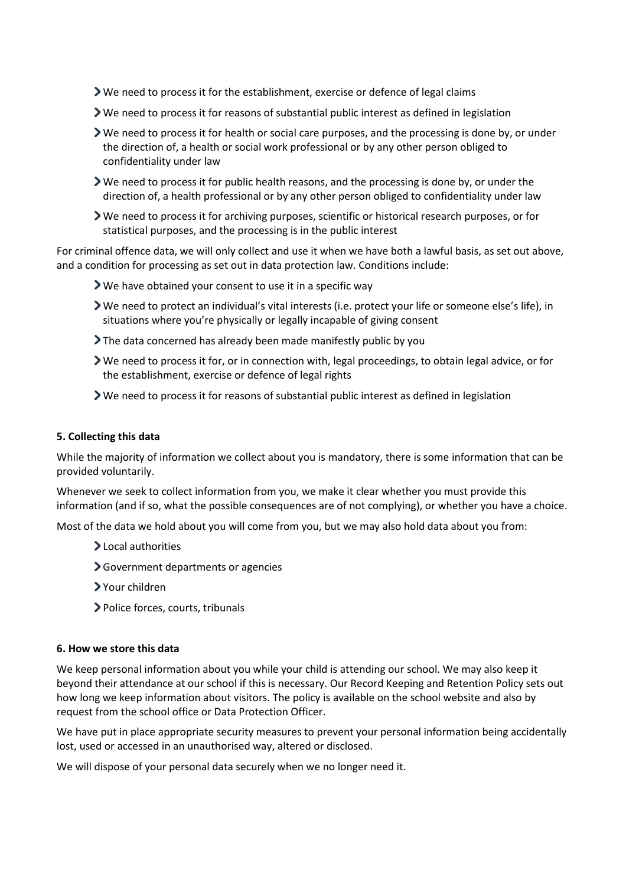- We need to process it for the establishment, exercise or defence of legal claims
- We need to process it for reasons of substantial public interest as defined in legislation
- We need to process it for health or social care purposes, and the processing is done by, or under the direction of, a health or social work professional or by any other person obliged to confidentiality under law
- We need to process it for public health reasons, and the processing is done by, or under the direction of, a health professional or by any other person obliged to confidentiality under law
- We need to process it for archiving purposes, scientific or historical research purposes, or for statistical purposes, and the processing is in the public interest

For criminal offence data, we will only collect and use it when we have both a lawful basis, as set out above, and a condition for processing as set out in data protection law. Conditions include:

- We have obtained your consent to use it in a specific way
- We need to protect an individual's vital interests (i.e. protect your life or someone else's life), in situations where you're physically or legally incapable of giving consent
- The data concerned has already been made manifestly public by you
- We need to process it for, or in connection with, legal proceedings, to obtain legal advice, or for the establishment, exercise or defence of legal rights
- We need to process it for reasons of substantial public interest as defined in legislation

**5. Collecting this data**

While the majority of information we collect about you is mandatory, there is some information that can be provided voluntarily.

Whenever we seek to collect information from you, we make it clear whether you must provide this information (and if so, what the possible consequences are of not complying), or whether you have a choice.

Most of the data we hold about you will come from you, but we may also hold data about you from:

- Local authorities
- Government departments or agencies
- Your children
- Police forces, courts, tribunals

**6. How we store this data**

We keep personal information about you while your child is attending our school. We may also keep it beyond their attendance at our school if this is necessary. Our Record Keeping and Retention Policy sets out how long we keep information about visitors. The policy is available on the school website and also by request from the school office or Data Protection Officer.

We have put in place appropriate security measures to prevent your personal information being accidentally lost, used or accessed in an unauthorised way, altered or disclosed.

We will dispose of your personal data securely when we no longer need it.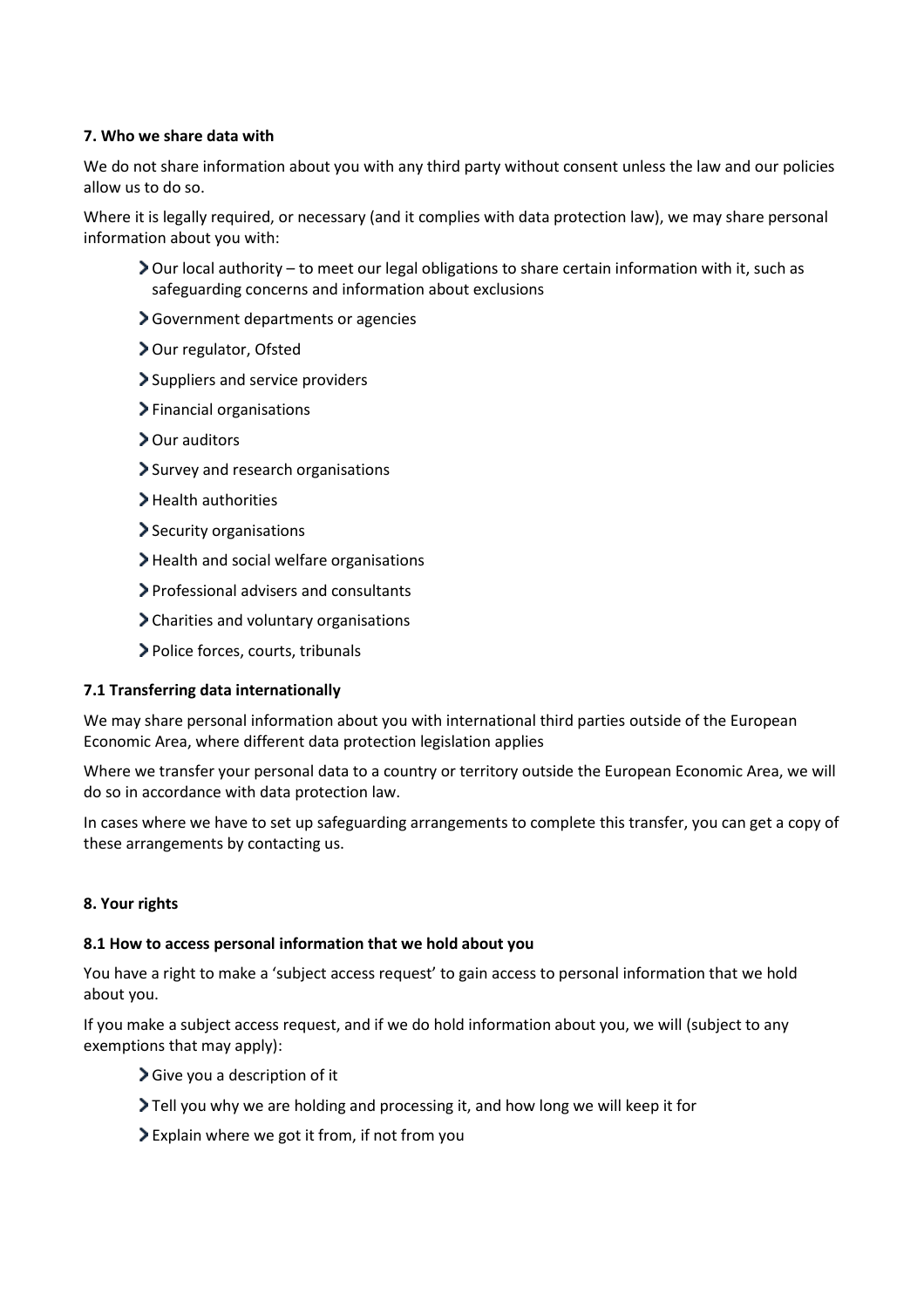### 7. Who we share data with

We do not share information about you with any third party without consent unless the law and our policies allow us to do so.

Where it is legally required, or necessary (and it complies with data protection law), we may share personal information about you with:

- Our local authority – to meet our legal obligations to share certain information with it, such as safeguarding concerns and information about exclusions
- Government departments or agencies
- Our regulator, Ofsted
- Suppliers and service providers
- Financial organisations
- Our auditors
- Survey and research organisations
- Health authorities
- Security organisations
- Health and social welfare organisations
- Professional advisers and consultants
- Charities and voluntary organisations
- Police forces, courts, tribunals

### 7.1 Transferring data internationally

We may share personal information about you with international third parties outside of the European Economic Area, where different data protection legislation applies

Where we transfer your personal data to a country or territory outside the European Economic Area, we will do so in accordance with data protection law.

In cases where we have to set up safeguarding arrangements to complete this transfer, you can get a copy of these arrangements by contacting us.

### 8. Your rights

### 8.1 How to access personal information that we hold about you

You have a right to make a 'subject access request' to gain access to personal information that we hold about you.

If you make a subject access request, and if we do hold information about you, we will (subject to any exemptions that may apply):

- Give you a description of it
- Tell you why we are holding and processing it, and how long we will keep it for
- Explain where we got it from, if not from you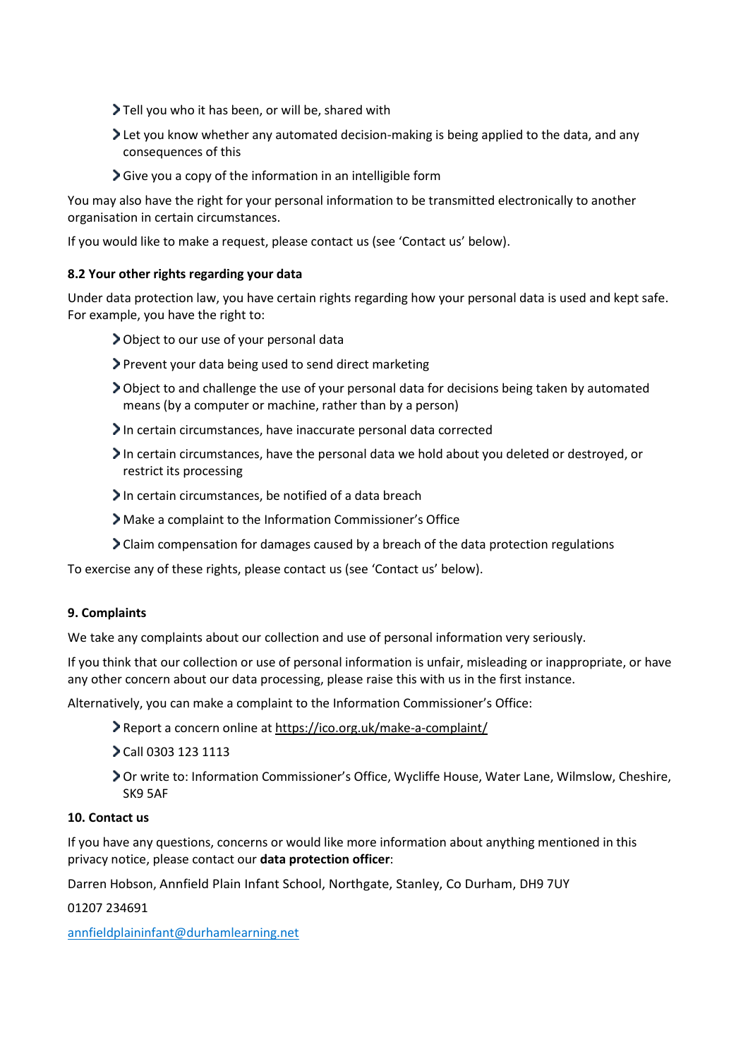- Tell you who it has been, or will be, shared with
- Let you know whether any automated decision-making is being applied to the data, and any consequences of this
- Give you a copy of the information in an intelligible form

You may also have the right for your personal information to be transmitted electronically to another organisation in certain circumstances.

If you would like to make a request, please contact us (see 'Contact us' below).

### 8.2 Your other rights regarding your data

Under data protection law, you have certain rights regarding how your personal data is used and kept safe. For example, you have the right to:

- Object to our use of your personal data
- Prevent your data being used to send direct marketing
- Object to and challenge the use of your personal data for decisions being taken by automated means (by a computer or machine, rather than by a person)
- In certain circumstances, have inaccurate personal data corrected
- In certain circumstances, have the personal data we hold about you deleted or destroyed, or restrict its processing
- In certain circumstances, be notified of a data breach
- Make a complaint to the Information Commissioner's Office
- Claim compensation for damages caused by a breach of the data protection regulations

To exercise any of these rights, please contact us (see 'Contact us' below).

## 9. Complaints

We take any complaints about our collection and use of personal information very seriously.

If you think that our collection or use of personal information is unfair, misleading or inappropriate, or have any other concern about our data processing, please raise this with us in the first instance.

Alternatively, you can make a complaint to the Information Commissioner's Office:

- Report a concern online at https://ico.org.uk/make-a-complaint/
- Call 0303 123 1113
- Or write to: Information Commissioner's Office, Wycliffe House, Water Lane, Wilmslow, Cheshire, SK9 5AF

## 10. Contact us

If you have any questions, concerns or would like more information about anything mentioned in this privacy notice, please contact our **data protection officer**:

Darren Hobson, Annfield Plain Infant School, Northgate, Stanley, Co Durham, DH9 7UY

01207 234691

annfieldplaininfant@durhamlearning.net